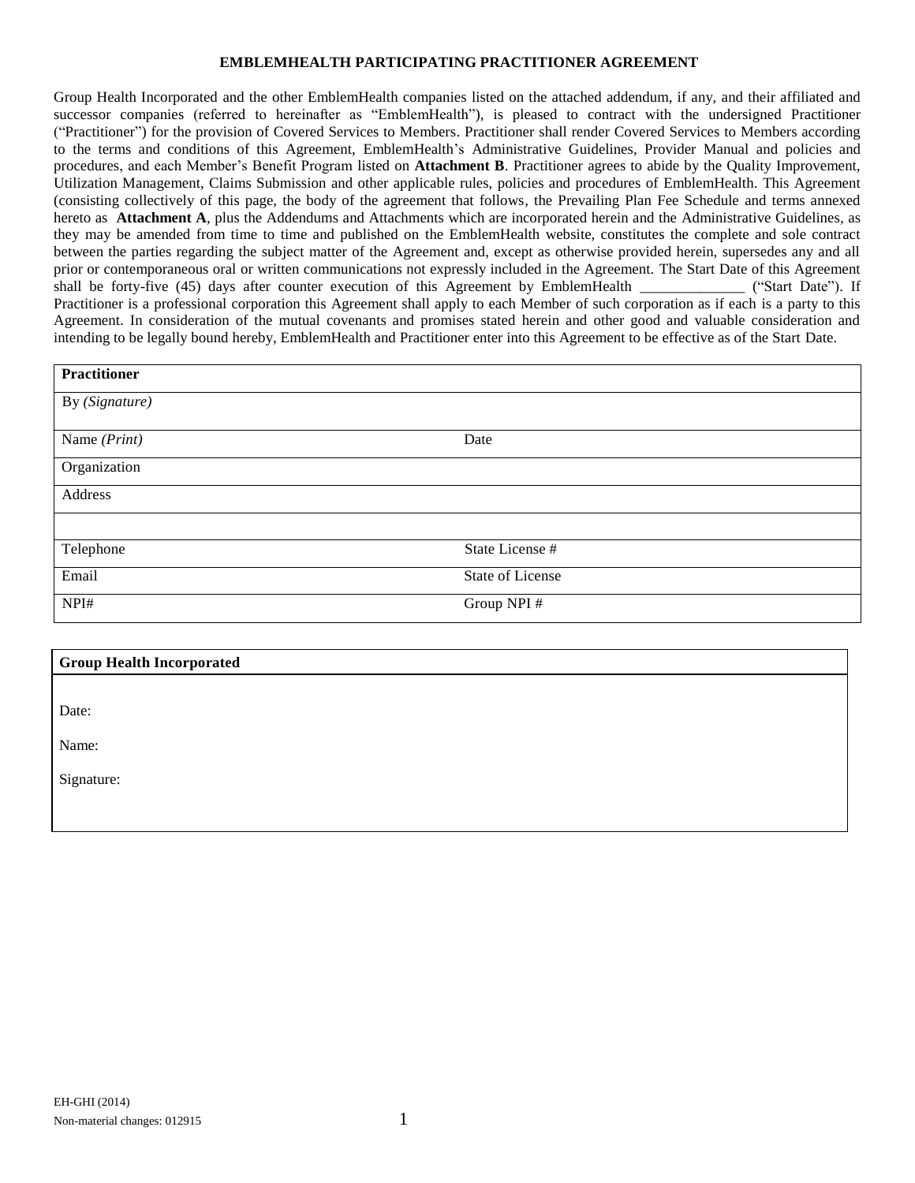# EMBLEMHEALTH PARTICIPATING PRACTITIONER AGREEMENT

Group Health Incorporated and the other EmblemHealth companies listed on the attached addendum, if any, and their affiliated and successor companies (referred to hereinafter as "EmblemHealth"), is pleased to contract with the undersigned Practitioner ("Practitioner") for the provision of Covered Services to Members. Practitioner shall render Covered Services to Members according to the terms and conditions of this Agreement, EmblemHealth's Administrative Guidelines, Provider Manual and policies and procedures, and each Member's Benefit Program listed on **Attachment B**. Practitioner agrees to abide by the Quality Improvement, Utilization Management, Claims Submission and other applicable rules, policies and procedures of EmblemHealth. This Agreement (consisting collectively of this page, the body of the agreement that follows, the Prevailing Plan Fee Schedule and terms annexed hereto as **Attachment A**, plus the Addendums and Attachments which are incorporated herein and the Administrative Guidelines, as they may be amended from time to time and published on the EmblemHealth website, constitutes the complete and sole contract between the parties regarding the subject matter of the Agreement and, except as otherwise provided herein, supersedes any and all prior or contemporaneous oral or written communications not expressly included in the Agreement. The Start Date of this Agreement shall be forty-five (45) days after counter execution of this Agreement by EmblemHealth ______________ ("Start Date"). If Practitioner is a professional corporation this Agreement shall apply to each Member of such corporation as if each is a party to this Agreement. In consideration of the mutual covenants and promises stated herein and other good and valuable consideration and intending to be legally bound hereby, EmblemHealth and Practitioner enter into this Agreement to be effective as of the Start Date.

| **Practitioner** | |
|---|---|
| By *(Signature)* | |
| Name *(Print)* | Date |
| Organization | |
| Address | |
| | |
| Telephone | State License # |
| Email | State of License |
| NPI# | Group NPI # |

| **Group Health Incorporated** |
|---|
| Date: |
| Name: |
| Signature: |

EH-GHI (2014)
Non-material changes: 012915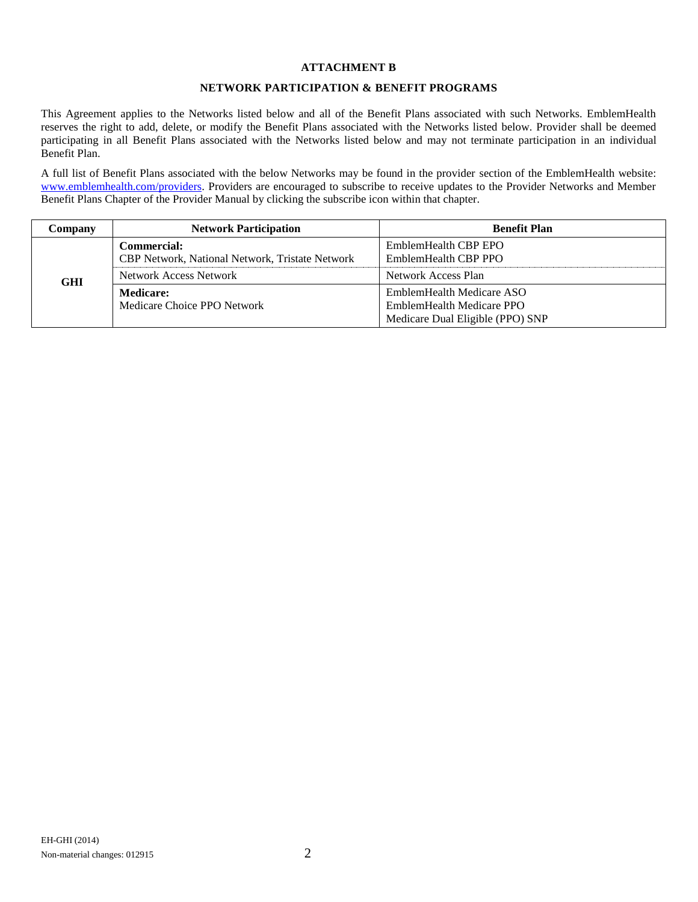**ATTACHMENT B**

**NETWORK PARTICIPATION & BENEFIT PROGRAMS**

This Agreement applies to the Networks listed below and all of the Benefit Plans associated with such Networks. EmblemHealth reserves the right to add, delete, or modify the Benefit Plans associated with the Networks listed below. Provider shall be deemed participating in all Benefit Plans associated with the Networks listed below and may not terminate participation in an individual Benefit Plan.

A full list of Benefit Plans associated with the below Networks may be found in the provider section of the EmblemHealth website: www.emblemhealth.com/providers. Providers are encouraged to subscribe to receive updates to the Provider Networks and Member Benefit Plans Chapter of the Provider Manual by clicking the subscribe icon within that chapter.

| Company | Network Participation | Benefit Plan |
|---|---|---|
| GHI | **Commercial:**<br>CBP Network, National Network, Tristate Network | EmblemHealth CBP EPO<br>EmblemHealth CBP PPO |
| | Network Access Network | Network Access Plan |
| | **Medicare:**<br>Medicare Choice PPO Network | EmblemHealth Medicare ASO<br>EmblemHealth Medicare PPO<br>Medicare Dual Eligible (PPO) SNP |

EH-GHI (2014)
Non-material changes: 012915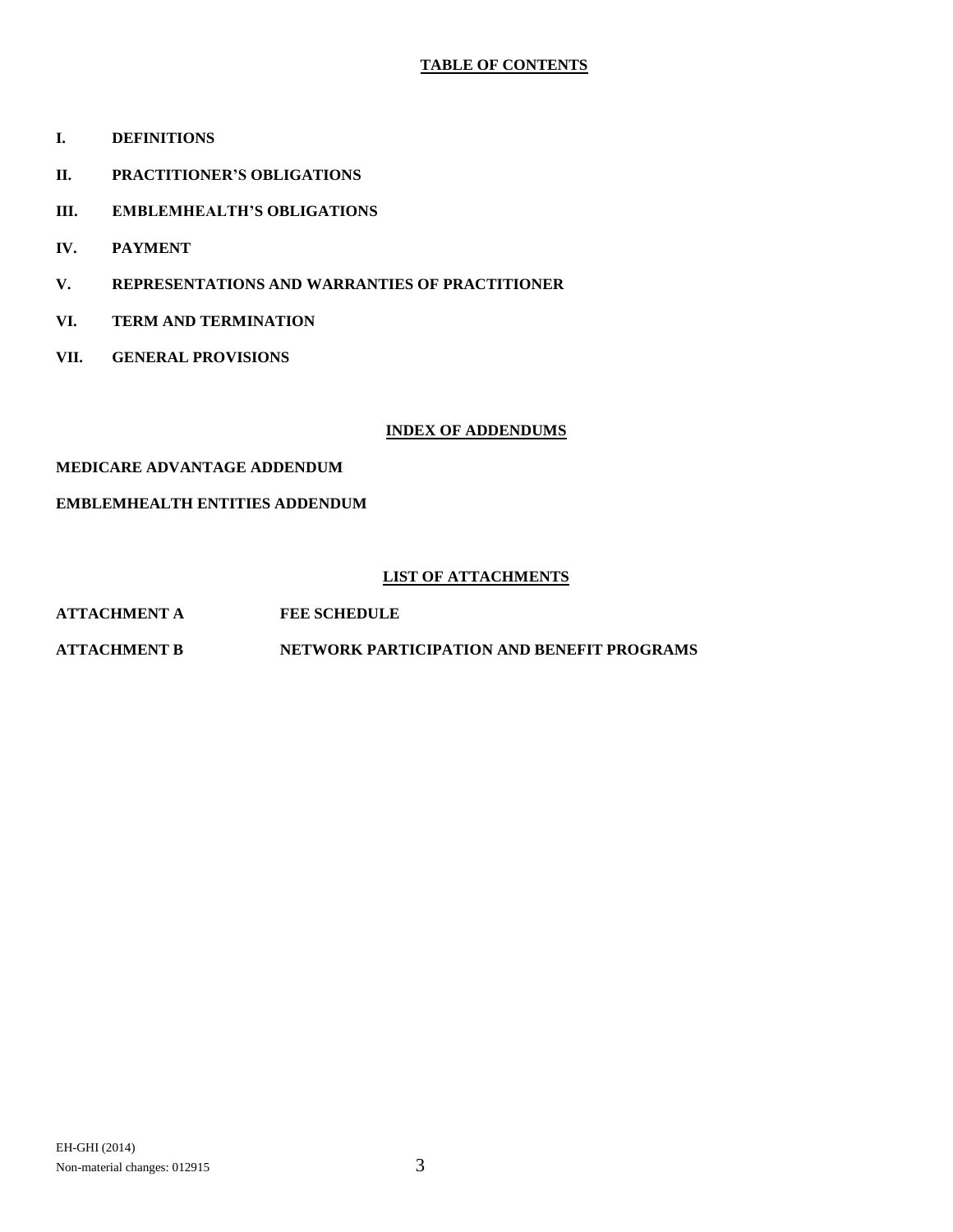## TABLE OF CONTENTS

**I. DEFINITIONS**

**II. PRACTITIONER'S OBLIGATIONS**

**III. EMBLEMHEALTH'S OBLIGATIONS**

**IV. PAYMENT**

**V. REPRESENTATIONS AND WARRANTIES OF PRACTITIONER**

**VI. TERM AND TERMINATION**

**VII. GENERAL PROVISIONS**

## INDEX OF ADDENDUMS

**MEDICARE ADVANTAGE ADDENDUM**

**EMBLEMHEALTH ENTITIES ADDENDUM**

## LIST OF ATTACHMENTS

**ATTACHMENT A** **FEE SCHEDULE**

**ATTACHMENT B** **NETWORK PARTICIPATION AND BENEFIT PROGRAMS**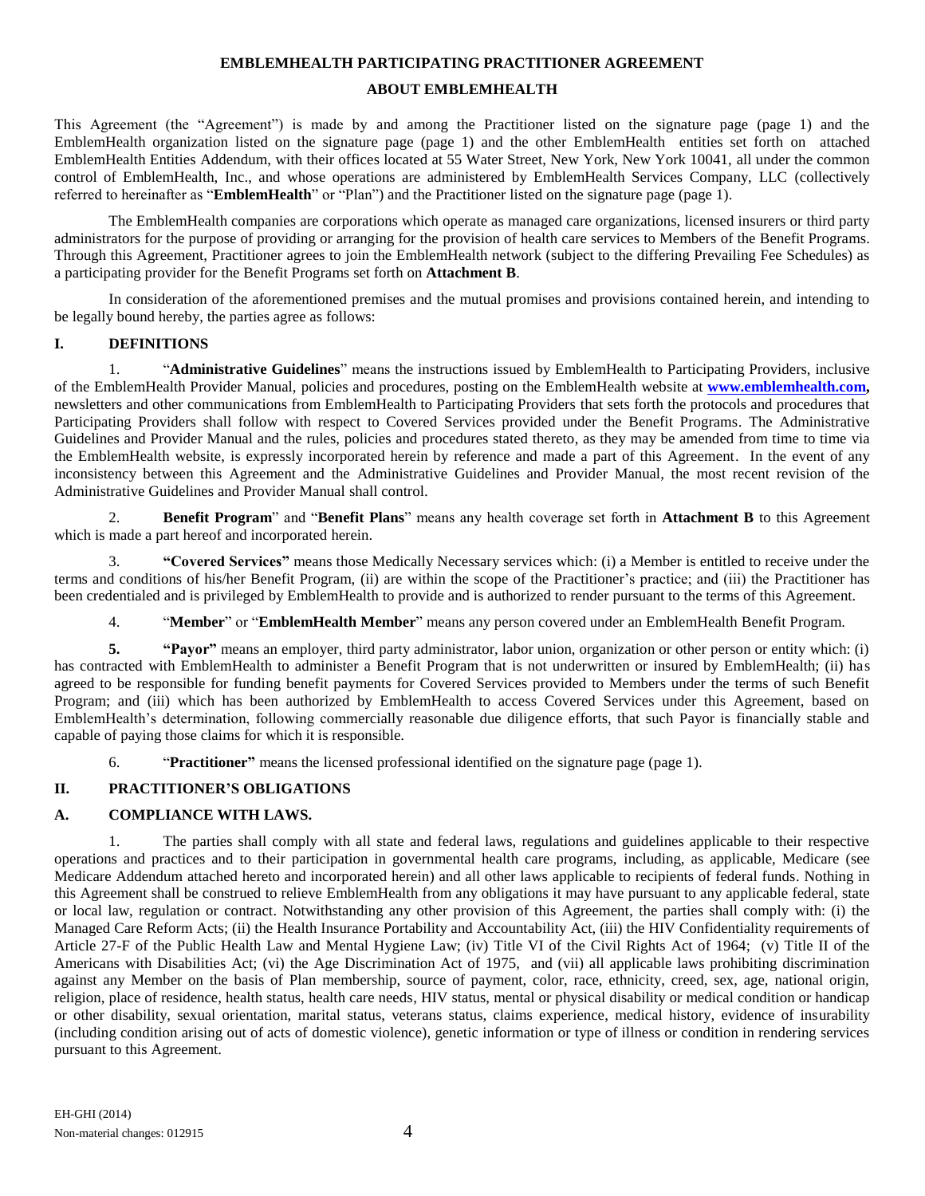# EMBLEMHEALTH PARTICIPATING PRACTITIONER AGREEMENT

## ABOUT EMBLEMHEALTH

This Agreement (the "Agreement") is made by and among the Practitioner listed on the signature page (page 1) and the EmblemHealth organization listed on the signature page (page 1) and the other EmblemHealth entities set forth on attached EmblemHealth Entities Addendum, with their offices located at 55 Water Street, New York, New York 10041, all under the common control of EmblemHealth, Inc., and whose operations are administered by EmblemHealth Services Company, LLC (collectively referred to hereinafter as "**EmblemHealth**" or "Plan") and the Practitioner listed on the signature page (page 1).

The EmblemHealth companies are corporations which operate as managed care organizations, licensed insurers or third party administrators for the purpose of providing or arranging for the provision of health care services to Members of the Benefit Programs. Through this Agreement, Practitioner agrees to join the EmblemHealth network (subject to the differing Prevailing Fee Schedules) as a participating provider for the Benefit Programs set forth on **Attachment B**.

In consideration of the aforementioned premises and the mutual promises and provisions contained herein, and intending to be legally bound hereby, the parties agree as follows:

## I. DEFINITIONS

1. "**Administrative Guidelines**" means the instructions issued by EmblemHealth to Participating Providers, inclusive of the EmblemHealth Provider Manual, policies and procedures, posting on the EmblemHealth website at **www.emblemhealth.com,** newsletters and other communications from EmblemHealth to Participating Providers that sets forth the protocols and procedures that Participating Providers shall follow with respect to Covered Services provided under the Benefit Programs. The Administrative Guidelines and Provider Manual and the rules, policies and procedures stated thereto, as they may be amended from time to time via the EmblemHealth website, is expressly incorporated herein by reference and made a part of this Agreement. In the event of any inconsistency between this Agreement and the Administrative Guidelines and Provider Manual, the most recent revision of the Administrative Guidelines and Provider Manual shall control.

2. **Benefit Program**" and "**Benefit Plans**" means any health coverage set forth in **Attachment B** to this Agreement which is made a part hereof and incorporated herein.

3. **"Covered Services"** means those Medically Necessary services which: (i) a Member is entitled to receive under the terms and conditions of his/her Benefit Program, (ii) are within the scope of the Practitioner's practice; and (iii) the Practitioner has been credentialed and is privileged by EmblemHealth to provide and is authorized to render pursuant to the terms of this Agreement.

4. "**Member**" or "**EmblemHealth Member**" means any person covered under an EmblemHealth Benefit Program.

**5. "Payor"** means an employer, third party administrator, labor union, organization or other person or entity which: (i) has contracted with EmblemHealth to administer a Benefit Program that is not underwritten or insured by EmblemHealth; (ii) has agreed to be responsible for funding benefit payments for Covered Services provided to Members under the terms of such Benefit Program; and (iii) which has been authorized by EmblemHealth to access Covered Services under this Agreement, based on EmblemHealth's determination, following commercially reasonable due diligence efforts, that such Payor is financially stable and capable of paying those claims for which it is responsible.

6. "**Practitioner"** means the licensed professional identified on the signature page (page 1).

## II. PRACTITIONER'S OBLIGATIONS

### A. COMPLIANCE WITH LAWS.

1. The parties shall comply with all state and federal laws, regulations and guidelines applicable to their respective operations and practices and to their participation in governmental health care programs, including, as applicable, Medicare (see Medicare Addendum attached hereto and incorporated herein) and all other laws applicable to recipients of federal funds. Nothing in this Agreement shall be construed to relieve EmblemHealth from any obligations it may have pursuant to any applicable federal, state or local law, regulation or contract. Notwithstanding any other provision of this Agreement, the parties shall comply with: (i) the Managed Care Reform Acts; (ii) the Health Insurance Portability and Accountability Act, (iii) the HIV Confidentiality requirements of Article 27-F of the Public Health Law and Mental Hygiene Law; (iv) Title VI of the Civil Rights Act of 1964; (v) Title II of the Americans with Disabilities Act; (vi) the Age Discrimination Act of 1975, and (vii) all applicable laws prohibiting discrimination against any Member on the basis of Plan membership, source of payment, color, race, ethnicity, creed, sex, age, national origin, religion, place of residence, health status, health care needs, HIV status, mental or physical disability or medical condition or handicap or other disability, sexual orientation, marital status, veterans status, claims experience, medical history, evidence of insurability (including condition arising out of acts of domestic violence), genetic information or type of illness or condition in rendering services pursuant to this Agreement.

EH-GHI (2014)
Non-material changes: 012915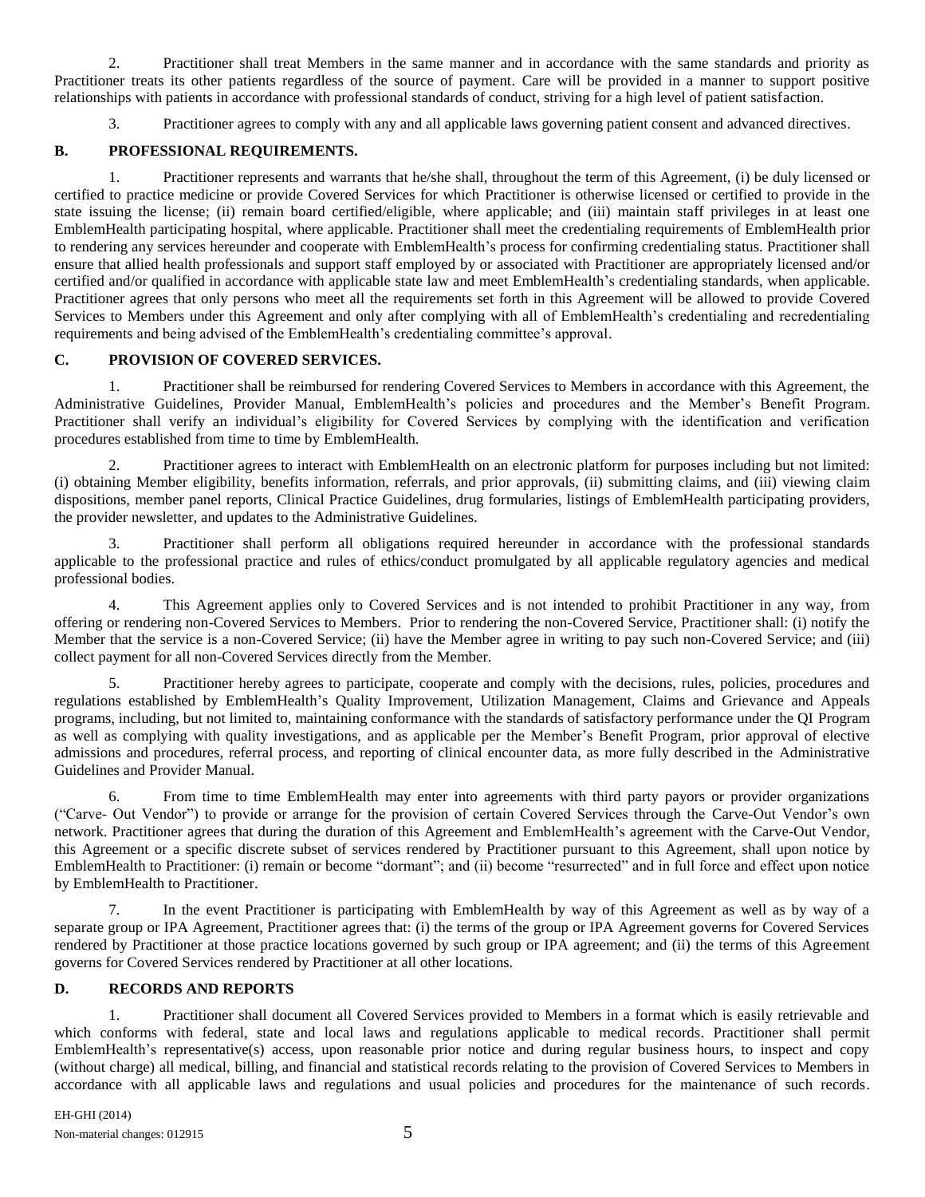2. Practitioner shall treat Members in the same manner and in accordance with the same standards and priority as Practitioner treats its other patients regardless of the source of payment. Care will be provided in a manner to support positive relationships with patients in accordance with professional standards of conduct, striving for a high level of patient satisfaction.

3. Practitioner agrees to comply with any and all applicable laws governing patient consent and advanced directives.

## B. PROFESSIONAL REQUIREMENTS.

1. Practitioner represents and warrants that he/she shall, throughout the term of this Agreement, (i) be duly licensed or certified to practice medicine or provide Covered Services for which Practitioner is otherwise licensed or certified to provide in the state issuing the license; (ii) remain board certified/eligible, where applicable; and (iii) maintain staff privileges in at least one EmblemHealth participating hospital, where applicable. Practitioner shall meet the credentialing requirements of EmblemHealth prior to rendering any services hereunder and cooperate with EmblemHealth's process for confirming credentialing status. Practitioner shall ensure that allied health professionals and support staff employed by or associated with Practitioner are appropriately licensed and/or certified and/or qualified in accordance with applicable state law and meet EmblemHealth's credentialing standards, when applicable. Practitioner agrees that only persons who meet all the requirements set forth in this Agreement will be allowed to provide Covered Services to Members under this Agreement and only after complying with all of EmblemHealth's credentialing and recredentialing requirements and being advised of the EmblemHealth's credentialing committee's approval.

## C. PROVISION OF COVERED SERVICES.

1. Practitioner shall be reimbursed for rendering Covered Services to Members in accordance with this Agreement, the Administrative Guidelines, Provider Manual, EmblemHealth's policies and procedures and the Member's Benefit Program. Practitioner shall verify an individual's eligibility for Covered Services by complying with the identification and verification procedures established from time to time by EmblemHealth.

2. Practitioner agrees to interact with EmblemHealth on an electronic platform for purposes including but not limited: (i) obtaining Member eligibility, benefits information, referrals, and prior approvals, (ii) submitting claims, and (iii) viewing claim dispositions, member panel reports, Clinical Practice Guidelines, drug formularies, listings of EmblemHealth participating providers, the provider newsletter, and updates to the Administrative Guidelines.

3. Practitioner shall perform all obligations required hereunder in accordance with the professional standards applicable to the professional practice and rules of ethics/conduct promulgated by all applicable regulatory agencies and medical professional bodies.

4. This Agreement applies only to Covered Services and is not intended to prohibit Practitioner in any way, from offering or rendering non-Covered Services to Members. Prior to rendering the non-Covered Service, Practitioner shall: (i) notify the Member that the service is a non-Covered Service; (ii) have the Member agree in writing to pay such non-Covered Service; and (iii) collect payment for all non-Covered Services directly from the Member.

5. Practitioner hereby agrees to participate, cooperate and comply with the decisions, rules, policies, procedures and regulations established by EmblemHealth's Quality Improvement, Utilization Management, Claims and Grievance and Appeals programs, including, but not limited to, maintaining conformance with the standards of satisfactory performance under the QI Program as well as complying with quality investigations, and as applicable per the Member's Benefit Program, prior approval of elective admissions and procedures, referral process, and reporting of clinical encounter data, as more fully described in the Administrative Guidelines and Provider Manual.

6. From time to time EmblemHealth may enter into agreements with third party payors or provider organizations ("Carve- Out Vendor") to provide or arrange for the provision of certain Covered Services through the Carve-Out Vendor's own network. Practitioner agrees that during the duration of this Agreement and EmblemHealth's agreement with the Carve-Out Vendor, this Agreement or a specific discrete subset of services rendered by Practitioner pursuant to this Agreement, shall upon notice by EmblemHealth to Practitioner: (i) remain or become "dormant"; and (ii) become "resurrected" and in full force and effect upon notice by EmblemHealth to Practitioner.

7. In the event Practitioner is participating with EmblemHealth by way of this Agreement as well as by way of a separate group or IPA Agreement, Practitioner agrees that: (i) the terms of the group or IPA Agreement governs for Covered Services rendered by Practitioner at those practice locations governed by such group or IPA agreement; and (ii) the terms of this Agreement governs for Covered Services rendered by Practitioner at all other locations.

## D. RECORDS AND REPORTS

1. Practitioner shall document all Covered Services provided to Members in a format which is easily retrievable and which conforms with federal, state and local laws and regulations applicable to medical records. Practitioner shall permit EmblemHealth's representative(s) access, upon reasonable prior notice and during regular business hours, to inspect and copy (without charge) all medical, billing, and financial and statistical records relating to the provision of Covered Services to Members in accordance with all applicable laws and regulations and usual policies and procedures for the maintenance of such records.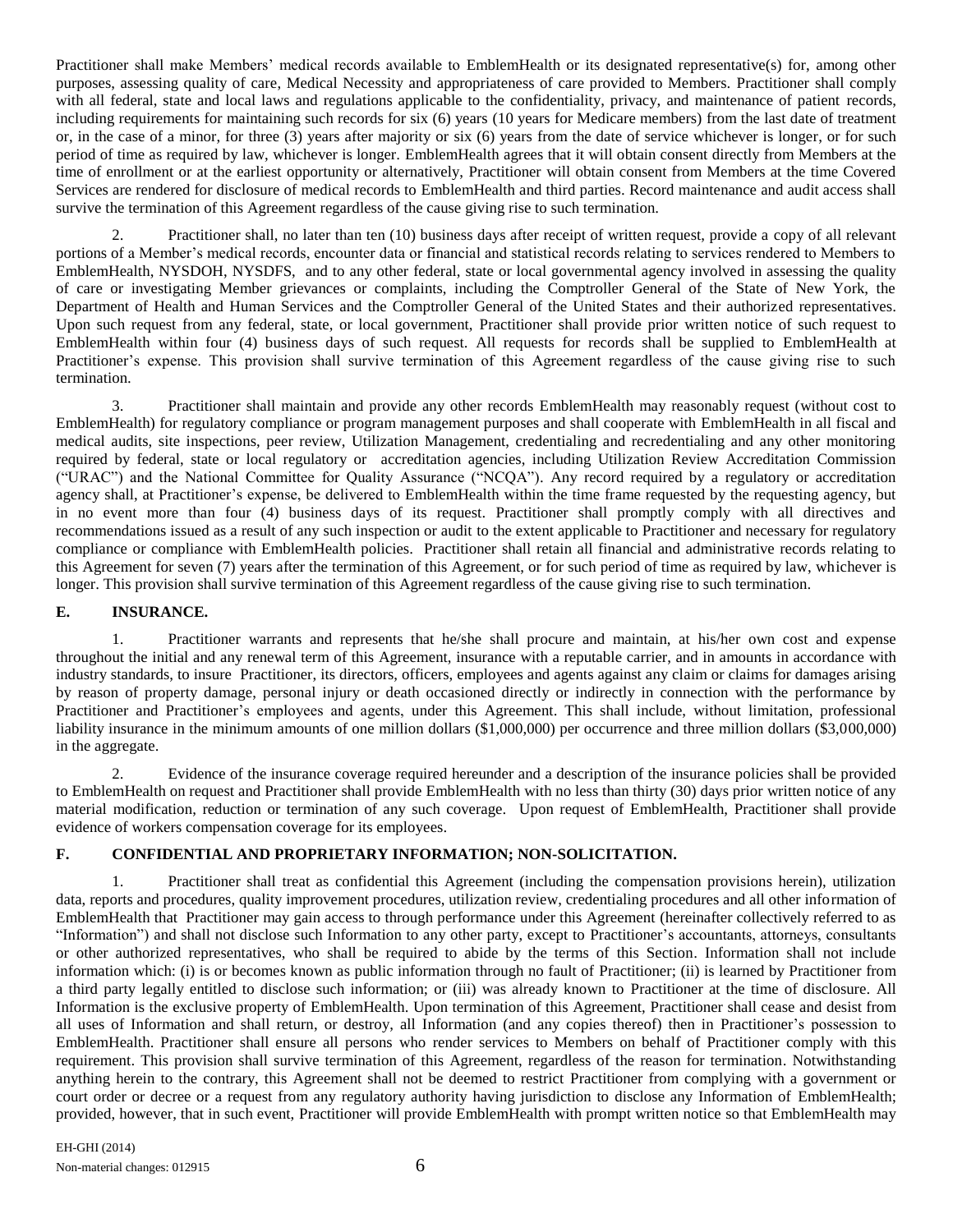Practitioner shall make Members' medical records available to EmblemHealth or its designated representative(s) for, among other purposes, assessing quality of care, Medical Necessity and appropriateness of care provided to Members. Practitioner shall comply with all federal, state and local laws and regulations applicable to the confidentiality, privacy, and maintenance of patient records, including requirements for maintaining such records for six (6) years (10 years for Medicare members) from the last date of treatment or, in the case of a minor, for three (3) years after majority or six (6) years from the date of service whichever is longer, or for such period of time as required by law, whichever is longer. EmblemHealth agrees that it will obtain consent directly from Members at the time of enrollment or at the earliest opportunity or alternatively, Practitioner will obtain consent from Members at the time Covered Services are rendered for disclosure of medical records to EmblemHealth and third parties. Record maintenance and audit access shall survive the termination of this Agreement regardless of the cause giving rise to such termination.

2. Practitioner shall, no later than ten (10) business days after receipt of written request, provide a copy of all relevant portions of a Member's medical records, encounter data or financial and statistical records relating to services rendered to Members to EmblemHealth, NYSDOH, NYSDFS, and to any other federal, state or local governmental agency involved in assessing the quality of care or investigating Member grievances or complaints, including the Comptroller General of the State of New York, the Department of Health and Human Services and the Comptroller General of the United States and their authorized representatives. Upon such request from any federal, state, or local government, Practitioner shall provide prior written notice of such request to EmblemHealth within four (4) business days of such request. All requests for records shall be supplied to EmblemHealth at Practitioner's expense. This provision shall survive termination of this Agreement regardless of the cause giving rise to such termination.

3. Practitioner shall maintain and provide any other records EmblemHealth may reasonably request (without cost to EmblemHealth) for regulatory compliance or program management purposes and shall cooperate with EmblemHealth in all fiscal and medical audits, site inspections, peer review, Utilization Management, credentialing and recredentialing and any other monitoring required by federal, state or local regulatory or accreditation agencies, including Utilization Review Accreditation Commission ("URAC") and the National Committee for Quality Assurance ("NCQA"). Any record required by a regulatory or accreditation agency shall, at Practitioner's expense, be delivered to EmblemHealth within the time frame requested by the requesting agency, but in no event more than four (4) business days of its request. Practitioner shall promptly comply with all directives and recommendations issued as a result of any such inspection or audit to the extent applicable to Practitioner and necessary for regulatory compliance or compliance with EmblemHealth policies. Practitioner shall retain all financial and administrative records relating to this Agreement for seven (7) years after the termination of this Agreement, or for such period of time as required by law, whichever is longer. This provision shall survive termination of this Agreement regardless of the cause giving rise to such termination.

## E. INSURANCE.

1. Practitioner warrants and represents that he/she shall procure and maintain, at his/her own cost and expense throughout the initial and any renewal term of this Agreement, insurance with a reputable carrier, and in amounts in accordance with industry standards, to insure Practitioner, its directors, officers, employees and agents against any claim or claims for damages arising by reason of property damage, personal injury or death occasioned directly or indirectly in connection with the performance by Practitioner and Practitioner's employees and agents, under this Agreement. This shall include, without limitation, professional liability insurance in the minimum amounts of one million dollars ($1,000,000) per occurrence and three million dollars ($3,000,000) in the aggregate.

2. Evidence of the insurance coverage required hereunder and a description of the insurance policies shall be provided to EmblemHealth on request and Practitioner shall provide EmblemHealth with no less than thirty (30) days prior written notice of any material modification, reduction or termination of any such coverage. Upon request of EmblemHealth, Practitioner shall provide evidence of workers compensation coverage for its employees.

## F. CONFIDENTIAL AND PROPRIETARY INFORMATION; NON-SOLICITATION.

1. Practitioner shall treat as confidential this Agreement (including the compensation provisions herein), utilization data, reports and procedures, quality improvement procedures, utilization review, credentialing procedures and all other information of EmblemHealth that Practitioner may gain access to through performance under this Agreement (hereinafter collectively referred to as "Information") and shall not disclose such Information to any other party, except to Practitioner's accountants, attorneys, consultants or other authorized representatives, who shall be required to abide by the terms of this Section. Information shall not include information which: (i) is or becomes known as public information through no fault of Practitioner; (ii) is learned by Practitioner from a third party legally entitled to disclose such information; or (iii) was already known to Practitioner at the time of disclosure. All Information is the exclusive property of EmblemHealth. Upon termination of this Agreement, Practitioner shall cease and desist from all uses of Information and shall return, or destroy, all Information (and any copies thereof) then in Practitioner's possession to EmblemHealth. Practitioner shall ensure all persons who render services to Members on behalf of Practitioner comply with this requirement. This provision shall survive termination of this Agreement, regardless of the reason for termination. Notwithstanding anything herein to the contrary, this Agreement shall not be deemed to restrict Practitioner from complying with a government or court order or decree or a request from any regulatory authority having jurisdiction to disclose any Information of EmblemHealth; provided, however, that in such event, Practitioner will provide EmblemHealth with prompt written notice so that EmblemHealth may

EH-GHI (2014)
Non-material changes: 012915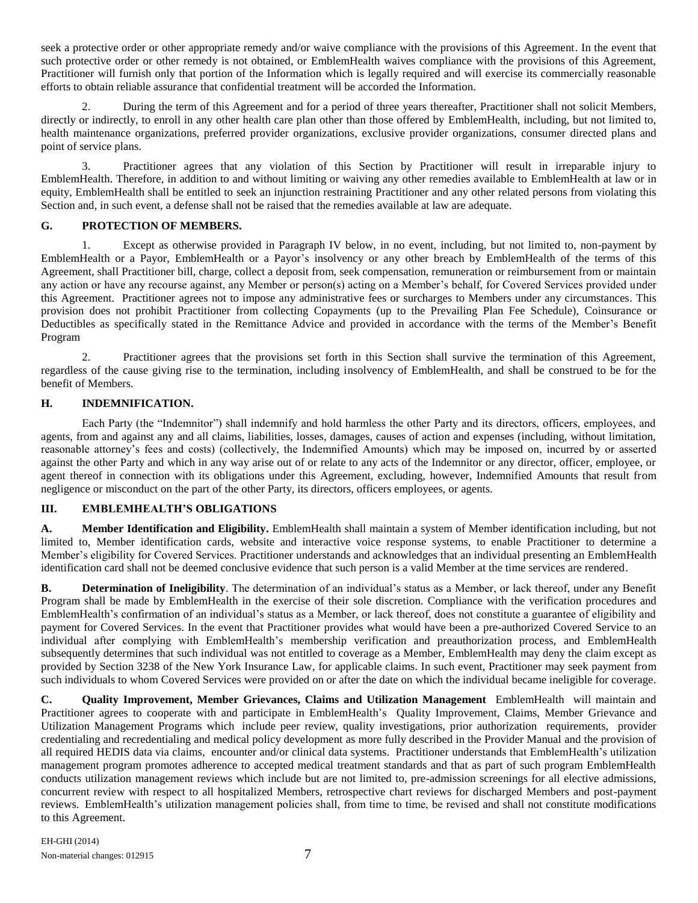seek a protective order or other appropriate remedy and/or waive compliance with the provisions of this Agreement. In the event that such protective order or other remedy is not obtained, or EmblemHealth waives compliance with the provisions of this Agreement, Practitioner will furnish only that portion of the Information which is legally required and will exercise its commercially reasonable efforts to obtain reliable assurance that confidential treatment will be accorded the Information.

2. During the term of this Agreement and for a period of three years thereafter, Practitioner shall not solicit Members, directly or indirectly, to enroll in any other health care plan other than those offered by EmblemHealth, including, but not limited to, health maintenance organizations, preferred provider organizations, exclusive provider organizations, consumer directed plans and point of service plans.

3. Practitioner agrees that any violation of this Section by Practitioner will result in irreparable injury to EmblemHealth. Therefore, in addition to and without limiting or waiving any other remedies available to EmblemHealth at law or in equity, EmblemHealth shall be entitled to seek an injunction restraining Practitioner and any other related persons from violating this Section and, in such event, a defense shall not be raised that the remedies available at law are adequate.

**G. PROTECTION OF MEMBERS.**

1. Except as otherwise provided in Paragraph IV below, in no event, including, but not limited to, non-payment by EmblemHealth or a Payor, EmblemHealth or a Payor's insolvency or any other breach by EmblemHealth of the terms of this Agreement, shall Practitioner bill, charge, collect a deposit from, seek compensation, remuneration or reimbursement from or maintain any action or have any recourse against, any Member or person(s) acting on a Member's behalf, for Covered Services provided under this Agreement. Practitioner agrees not to impose any administrative fees or surcharges to Members under any circumstances. This provision does not prohibit Practitioner from collecting Copayments (up to the Prevailing Plan Fee Schedule), Coinsurance or Deductibles as specifically stated in the Remittance Advice and provided in accordance with the terms of the Member's Benefit Program

2. Practitioner agrees that the provisions set forth in this Section shall survive the termination of this Agreement, regardless of the cause giving rise to the termination, including insolvency of EmblemHealth, and shall be construed to be for the benefit of Members.

**H. INDEMNIFICATION.**

Each Party (the "Indemnitor") shall indemnify and hold harmless the other Party and its directors, officers, employees, and agents, from and against any and all claims, liabilities, losses, damages, causes of action and expenses (including, without limitation, reasonable attorney's fees and costs) (collectively, the Indemnified Amounts) which may be imposed on, incurred by or asserted against the other Party and which in any way arise out of or relate to any acts of the Indemnitor or any director, officer, employee, or agent thereof in connection with its obligations under this Agreement, excluding, however, Indemnified Amounts that result from negligence or misconduct on the part of the other Party, its directors, officers employees, or agents.

## III. EMBLEMHEALTH'S OBLIGATIONS

**A. Member Identification and Eligibility.** EmblemHealth shall maintain a system of Member identification including, but not limited to, Member identification cards, website and interactive voice response systems, to enable Practitioner to determine a Member's eligibility for Covered Services. Practitioner understands and acknowledges that an individual presenting an EmblemHealth identification card shall not be deemed conclusive evidence that such person is a valid Member at the time services are rendered.

**B. Determination of Ineligibility**. The determination of an individual's status as a Member, or lack thereof, under any Benefit Program shall be made by EmblemHealth in the exercise of their sole discretion. Compliance with the verification procedures and EmblemHealth's confirmation of an individual's status as a Member, or lack thereof, does not constitute a guarantee of eligibility and payment for Covered Services. In the event that Practitioner provides what would have been a pre-authorized Covered Service to an individual after complying with EmblemHealth's membership verification and preauthorization process, and EmblemHealth subsequently determines that such individual was not entitled to coverage as a Member, EmblemHealth may deny the claim except as provided by Section 3238 of the New York Insurance Law, for applicable claims. In such event, Practitioner may seek payment from such individuals to whom Covered Services were provided on or after the date on which the individual became ineligible for coverage.

**C. Quality Improvement, Member Grievances, Claims and Utilization Management** EmblemHealth will maintain and Practitioner agrees to cooperate with and participate in EmblemHealth's Quality Improvement, Claims, Member Grievance and Utilization Management Programs which include peer review, quality investigations, prior authorization requirements, provider credentialing and recredentialing and medical policy development as more fully described in the Provider Manual and the provision of all required HEDIS data via claims, encounter and/or clinical data systems. Practitioner understands that EmblemHealth's utilization management program promotes adherence to accepted medical treatment standards and that as part of such program EmblemHealth conducts utilization management reviews which include but are not limited to, pre-admission screenings for all elective admissions, concurrent review with respect to all hospitalized Members, retrospective chart reviews for discharged Members and post-payment reviews. EmblemHealth's utilization management policies shall, from time to time, be revised and shall not constitute modifications to this Agreement.

EH-GHI (2014)
Non-material changes: 012915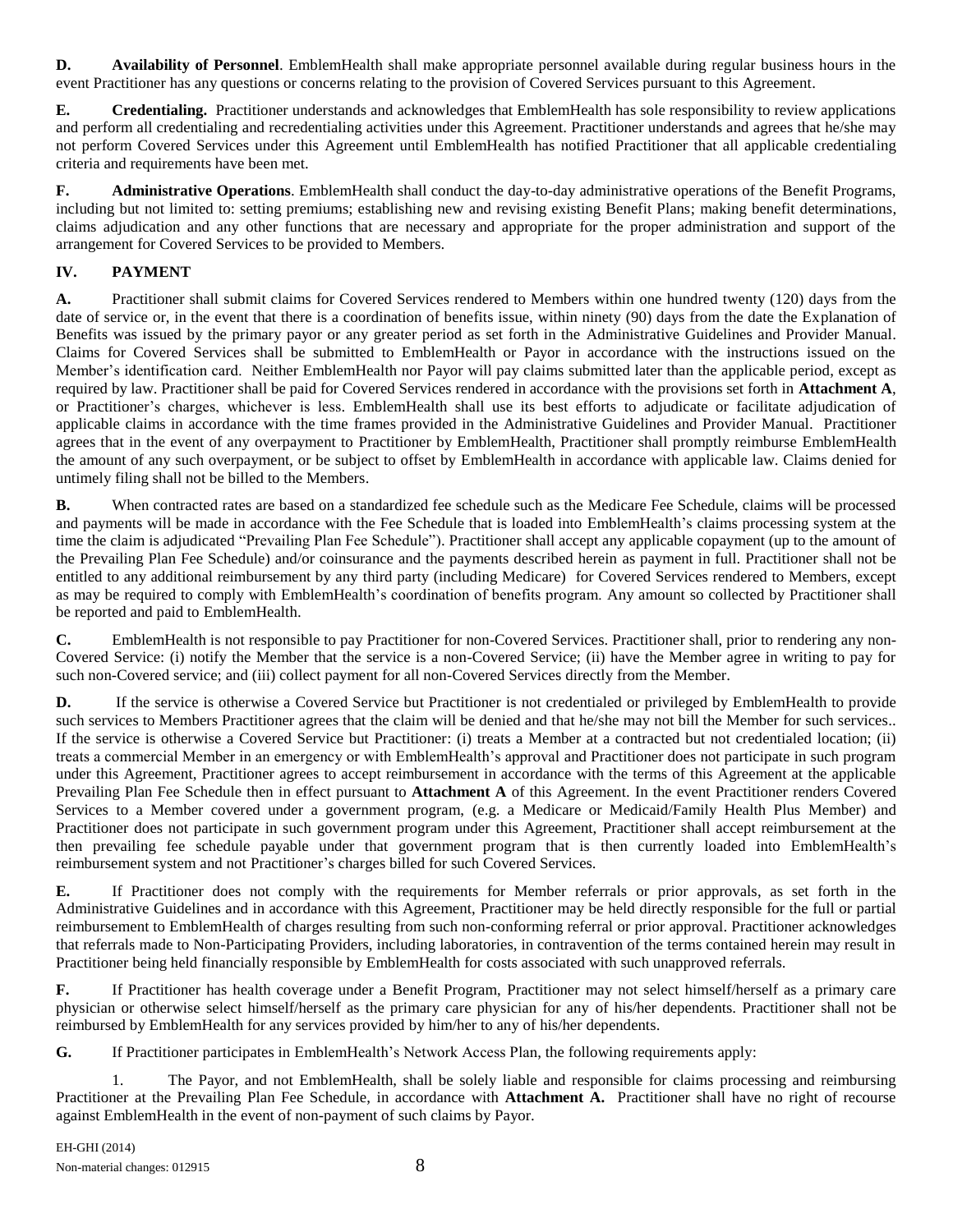**D. Availability of Personnel**. EmblemHealth shall make appropriate personnel available during regular business hours in the event Practitioner has any questions or concerns relating to the provision of Covered Services pursuant to this Agreement.

**E. Credentialing.** Practitioner understands and acknowledges that EmblemHealth has sole responsibility to review applications and perform all credentialing and recredentialing activities under this Agreement. Practitioner understands and agrees that he/she may not perform Covered Services under this Agreement until EmblemHealth has notified Practitioner that all applicable credentialing criteria and requirements have been met.

**F. Administrative Operations**. EmblemHealth shall conduct the day-to-day administrative operations of the Benefit Programs, including but not limited to: setting premiums; establishing new and revising existing Benefit Plans; making benefit determinations, claims adjudication and any other functions that are necessary and appropriate for the proper administration and support of the arrangement for Covered Services to be provided to Members.

## IV. PAYMENT

**A.** Practitioner shall submit claims for Covered Services rendered to Members within one hundred twenty (120) days from the date of service or, in the event that there is a coordination of benefits issue, within ninety (90) days from the date the Explanation of Benefits was issued by the primary payor or any greater period as set forth in the Administrative Guidelines and Provider Manual. Claims for Covered Services shall be submitted to EmblemHealth or Payor in accordance with the instructions issued on the Member's identification card. Neither EmblemHealth nor Payor will pay claims submitted later than the applicable period, except as required by law. Practitioner shall be paid for Covered Services rendered in accordance with the provisions set forth in **Attachment A**, or Practitioner's charges, whichever is less. EmblemHealth shall use its best efforts to adjudicate or facilitate adjudication of applicable claims in accordance with the time frames provided in the Administrative Guidelines and Provider Manual. Practitioner agrees that in the event of any overpayment to Practitioner by EmblemHealth, Practitioner shall promptly reimburse EmblemHealth the amount of any such overpayment, or be subject to offset by EmblemHealth in accordance with applicable law. Claims denied for untimely filing shall not be billed to the Members.

**B.** When contracted rates are based on a standardized fee schedule such as the Medicare Fee Schedule, claims will be processed and payments will be made in accordance with the Fee Schedule that is loaded into EmblemHealth's claims processing system at the time the claim is adjudicated "Prevailing Plan Fee Schedule"). Practitioner shall accept any applicable copayment (up to the amount of the Prevailing Plan Fee Schedule) and/or coinsurance and the payments described herein as payment in full. Practitioner shall not be entitled to any additional reimbursement by any third party (including Medicare) for Covered Services rendered to Members, except as may be required to comply with EmblemHealth's coordination of benefits program. Any amount so collected by Practitioner shall be reported and paid to EmblemHealth.

**C.** EmblemHealth is not responsible to pay Practitioner for non-Covered Services. Practitioner shall, prior to rendering any non-Covered Service: (i) notify the Member that the service is a non-Covered Service; (ii) have the Member agree in writing to pay for such non-Covered service; and (iii) collect payment for all non-Covered Services directly from the Member.

**D.** If the service is otherwise a Covered Service but Practitioner is not credentialed or privileged by EmblemHealth to provide such services to Members Practitioner agrees that the claim will be denied and that he/she may not bill the Member for such services.. If the service is otherwise a Covered Service but Practitioner: (i) treats a Member at a contracted but not credentialed location; (ii) treats a commercial Member in an emergency or with EmblemHealth's approval and Practitioner does not participate in such program under this Agreement, Practitioner agrees to accept reimbursement in accordance with the terms of this Agreement at the applicable Prevailing Plan Fee Schedule then in effect pursuant to **Attachment A** of this Agreement. In the event Practitioner renders Covered Services to a Member covered under a government program, (e.g. a Medicare or Medicaid/Family Health Plus Member) and Practitioner does not participate in such government program under this Agreement, Practitioner shall accept reimbursement at the then prevailing fee schedule payable under that government program that is then currently loaded into EmblemHealth's reimbursement system and not Practitioner's charges billed for such Covered Services.

**E.** If Practitioner does not comply with the requirements for Member referrals or prior approvals, as set forth in the Administrative Guidelines and in accordance with this Agreement, Practitioner may be held directly responsible for the full or partial reimbursement to EmblemHealth of charges resulting from such non-conforming referral or prior approval. Practitioner acknowledges that referrals made to Non-Participating Providers, including laboratories, in contravention of the terms contained herein may result in Practitioner being held financially responsible by EmblemHealth for costs associated with such unapproved referrals.

**F.** If Practitioner has health coverage under a Benefit Program, Practitioner may not select himself/herself as a primary care physician or otherwise select himself/herself as the primary care physician for any of his/her dependents. Practitioner shall not be reimbursed by EmblemHealth for any services provided by him/her to any of his/her dependents.

**G.** If Practitioner participates in EmblemHealth's Network Access Plan, the following requirements apply:

1. The Payor, and not EmblemHealth, shall be solely liable and responsible for claims processing and reimbursing Practitioner at the Prevailing Plan Fee Schedule, in accordance with **Attachment A.** Practitioner shall have no right of recourse against EmblemHealth in the event of non-payment of such claims by Payor.

EH-GHI (2014)
Non-material changes: 012915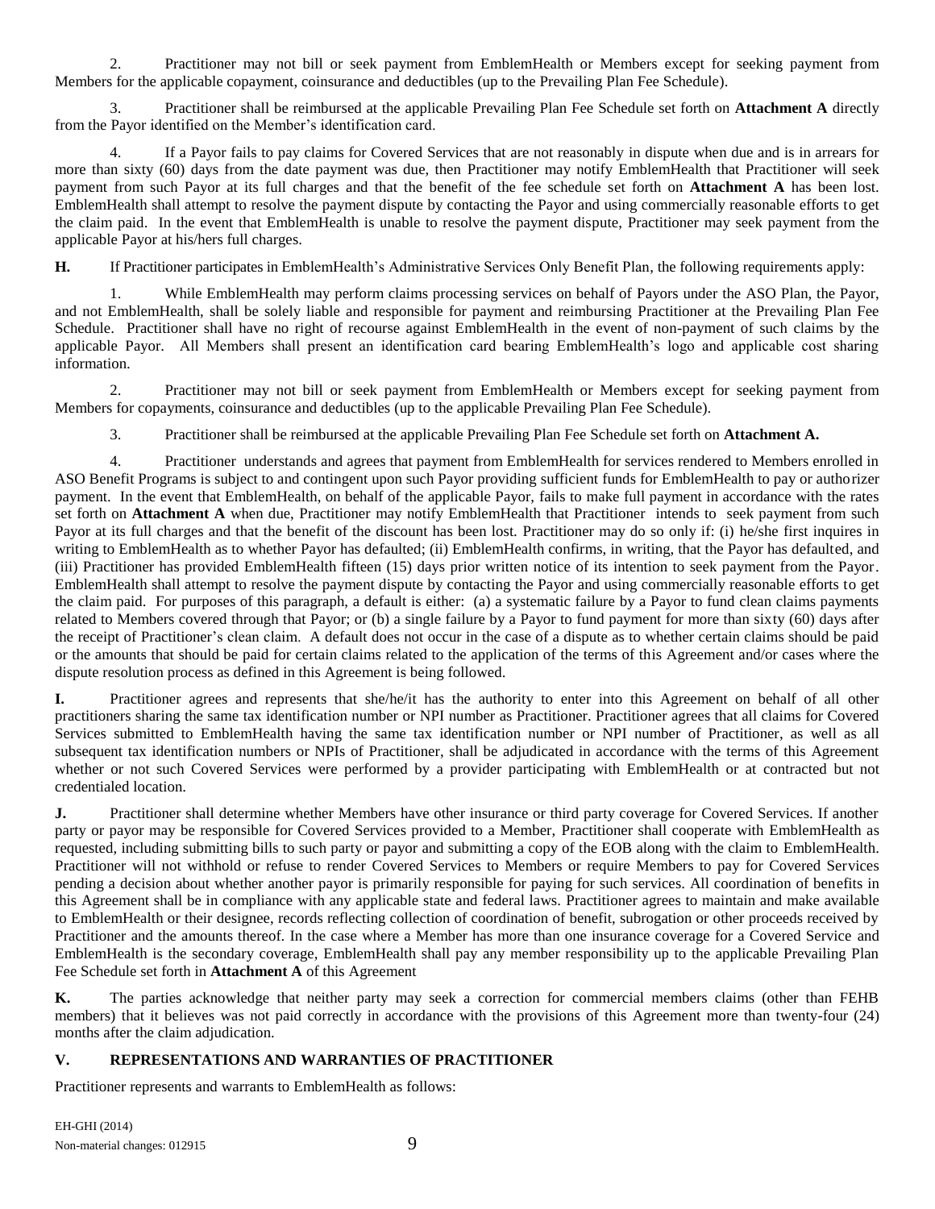2. Practitioner may not bill or seek payment from EmblemHealth or Members except for seeking payment from Members for the applicable copayment, coinsurance and deductibles (up to the Prevailing Plan Fee Schedule).

3. Practitioner shall be reimbursed at the applicable Prevailing Plan Fee Schedule set forth on **Attachment A** directly from the Payor identified on the Member's identification card.

4. If a Payor fails to pay claims for Covered Services that are not reasonably in dispute when due and is in arrears for more than sixty (60) days from the date payment was due, then Practitioner may notify EmblemHealth that Practitioner will seek payment from such Payor at its full charges and that the benefit of the fee schedule set forth on **Attachment A** has been lost. EmblemHealth shall attempt to resolve the payment dispute by contacting the Payor and using commercially reasonable efforts to get the claim paid. In the event that EmblemHealth is unable to resolve the payment dispute, Practitioner may seek payment from the applicable Payor at his/hers full charges.

**H.** If Practitioner participates in EmblemHealth's Administrative Services Only Benefit Plan, the following requirements apply:

1. While EmblemHealth may perform claims processing services on behalf of Payors under the ASO Plan, the Payor, and not EmblemHealth, shall be solely liable and responsible for payment and reimbursing Practitioner at the Prevailing Plan Fee Schedule. Practitioner shall have no right of recourse against EmblemHealth in the event of non-payment of such claims by the applicable Payor. All Members shall present an identification card bearing EmblemHealth's logo and applicable cost sharing information.

2. Practitioner may not bill or seek payment from EmblemHealth or Members except for seeking payment from Members for copayments, coinsurance and deductibles (up to the applicable Prevailing Plan Fee Schedule).

3. Practitioner shall be reimbursed at the applicable Prevailing Plan Fee Schedule set forth on **Attachment A.**

4. Practitioner understands and agrees that payment from EmblemHealth for services rendered to Members enrolled in ASO Benefit Programs is subject to and contingent upon such Payor providing sufficient funds for EmblemHealth to pay or authorizer payment. In the event that EmblemHealth, on behalf of the applicable Payor, fails to make full payment in accordance with the rates set forth on **Attachment A** when due, Practitioner may notify EmblemHealth that Practitioner intends to seek payment from such Payor at its full charges and that the benefit of the discount has been lost. Practitioner may do so only if: (i) he/she first inquires in writing to EmblemHealth as to whether Payor has defaulted; (ii) EmblemHealth confirms, in writing, that the Payor has defaulted, and (iii) Practitioner has provided EmblemHealth fifteen (15) days prior written notice of its intention to seek payment from the Payor. EmblemHealth shall attempt to resolve the payment dispute by contacting the Payor and using commercially reasonable efforts to get the claim paid. For purposes of this paragraph, a default is either: (a) a systematic failure by a Payor to fund clean claims payments related to Members covered through that Payor; or (b) a single failure by a Payor to fund payment for more than sixty (60) days after the receipt of Practitioner's clean claim. A default does not occur in the case of a dispute as to whether certain claims should be paid or the amounts that should be paid for certain claims related to the application of the terms of this Agreement and/or cases where the dispute resolution process as defined in this Agreement is being followed.

**I.** Practitioner agrees and represents that she/he/it has the authority to enter into this Agreement on behalf of all other practitioners sharing the same tax identification number or NPI number as Practitioner. Practitioner agrees that all claims for Covered Services submitted to EmblemHealth having the same tax identification number or NPI number of Practitioner, as well as all subsequent tax identification numbers or NPIs of Practitioner, shall be adjudicated in accordance with the terms of this Agreement whether or not such Covered Services were performed by a provider participating with EmblemHealth or at contracted but not credentialed location.

**J.** Practitioner shall determine whether Members have other insurance or third party coverage for Covered Services. If another party or payor may be responsible for Covered Services provided to a Member, Practitioner shall cooperate with EmblemHealth as requested, including submitting bills to such party or payor and submitting a copy of the EOB along with the claim to EmblemHealth. Practitioner will not withhold or refuse to render Covered Services to Members or require Members to pay for Covered Services pending a decision about whether another payor is primarily responsible for paying for such services. All coordination of benefits in this Agreement shall be in compliance with any applicable state and federal laws. Practitioner agrees to maintain and make available to EmblemHealth or their designee, records reflecting collection of coordination of benefit, subrogation or other proceeds received by Practitioner and the amounts thereof. In the case where a Member has more than one insurance coverage for a Covered Service and EmblemHealth is the secondary coverage, EmblemHealth shall pay any member responsibility up to the applicable Prevailing Plan Fee Schedule set forth in **Attachment A** of this Agreement

**K.** The parties acknowledge that neither party may seek a correction for commercial members claims (other than FEHB members) that it believes was not paid correctly in accordance with the provisions of this Agreement more than twenty-four (24) months after the claim adjudication.

## V. REPRESENTATIONS AND WARRANTIES OF PRACTITIONER

Practitioner represents and warrants to EmblemHealth as follows: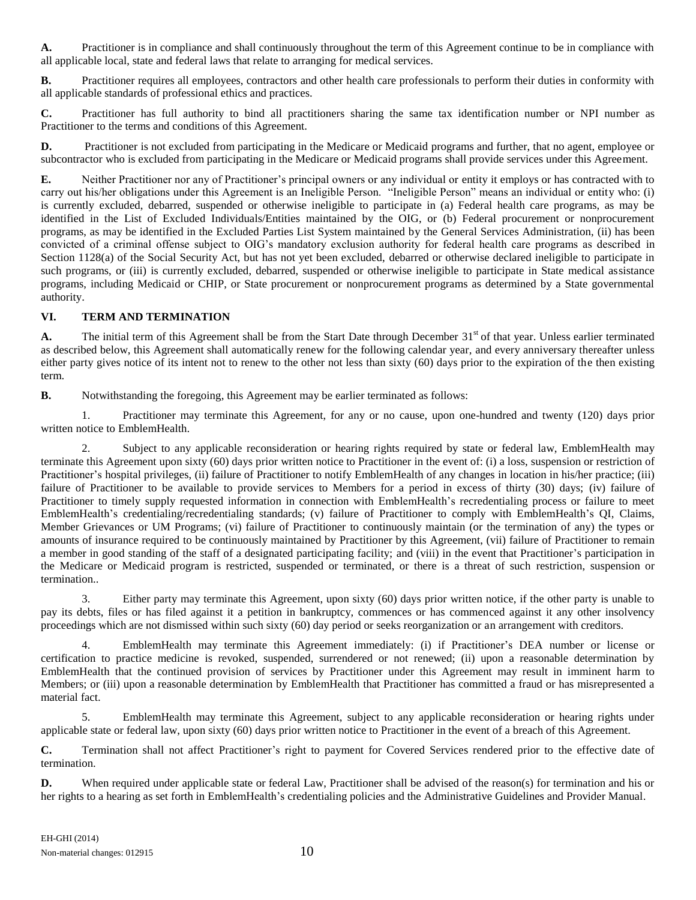**A.** Practitioner is in compliance and shall continuously throughout the term of this Agreement continue to be in compliance with all applicable local, state and federal laws that relate to arranging for medical services.

**B.** Practitioner requires all employees, contractors and other health care professionals to perform their duties in conformity with all applicable standards of professional ethics and practices.

**C.** Practitioner has full authority to bind all practitioners sharing the same tax identification number or NPI number as Practitioner to the terms and conditions of this Agreement.

**D.** Practitioner is not excluded from participating in the Medicare or Medicaid programs and further, that no agent, employee or subcontractor who is excluded from participating in the Medicare or Medicaid programs shall provide services under this Agreement.

**E.** Neither Practitioner nor any of Practitioner's principal owners or any individual or entity it employs or has contracted with to carry out his/her obligations under this Agreement is an Ineligible Person. "Ineligible Person" means an individual or entity who: (i) is currently excluded, debarred, suspended or otherwise ineligible to participate in (a) Federal health care programs, as may be identified in the List of Excluded Individuals/Entities maintained by the OIG, or (b) Federal procurement or nonprocurement programs, as may be identified in the Excluded Parties List System maintained by the General Services Administration, (ii) has been convicted of a criminal offense subject to OIG's mandatory exclusion authority for federal health care programs as described in Section 1128(a) of the Social Security Act, but has not yet been excluded, debarred or otherwise declared ineligible to participate in such programs, or (iii) is currently excluded, debarred, suspended or otherwise ineligible to participate in State medical assistance programs, including Medicaid or CHIP, or State procurement or nonprocurement programs as determined by a State governmental authority.

## VI. TERM AND TERMINATION

**A.** The initial term of this Agreement shall be from the Start Date through December 31st of that year. Unless earlier terminated as described below, this Agreement shall automatically renew for the following calendar year, and every anniversary thereafter unless either party gives notice of its intent not to renew to the other not less than sixty (60) days prior to the expiration of the then existing term.

**B.** Notwithstanding the foregoing, this Agreement may be earlier terminated as follows:

1. Practitioner may terminate this Agreement, for any or no cause, upon one-hundred and twenty (120) days prior written notice to EmblemHealth.

2. Subject to any applicable reconsideration or hearing rights required by state or federal law, EmblemHealth may terminate this Agreement upon sixty (60) days prior written notice to Practitioner in the event of: (i) a loss, suspension or restriction of Practitioner's hospital privileges, (ii) failure of Practitioner to notify EmblemHealth of any changes in location in his/her practice; (iii) failure of Practitioner to be available to provide services to Members for a period in excess of thirty (30) days; (iv) failure of Practitioner to timely supply requested information in connection with EmblemHealth's recredentialing process or failure to meet EmblemHealth's credentialing/recredentialing standards; (v) failure of Practitioner to comply with EmblemHealth's QI, Claims, Member Grievances or UM Programs; (vi) failure of Practitioner to continuously maintain (or the termination of any) the types or amounts of insurance required to be continuously maintained by Practitioner by this Agreement, (vii) failure of Practitioner to remain a member in good standing of the staff of a designated participating facility; and (viii) in the event that Practitioner's participation in the Medicare or Medicaid program is restricted, suspended or terminated, or there is a threat of such restriction, suspension or termination..

3. Either party may terminate this Agreement, upon sixty (60) days prior written notice, if the other party is unable to pay its debts, files or has filed against it a petition in bankruptcy, commences or has commenced against it any other insolvency proceedings which are not dismissed within such sixty (60) day period or seeks reorganization or an arrangement with creditors.

4. EmblemHealth may terminate this Agreement immediately: (i) if Practitioner's DEA number or license or certification to practice medicine is revoked, suspended, surrendered or not renewed; (ii) upon a reasonable determination by EmblemHealth that the continued provision of services by Practitioner under this Agreement may result in imminent harm to Members; or (iii) upon a reasonable determination by EmblemHealth that Practitioner has committed a fraud or has misrepresented a material fact.

5. EmblemHealth may terminate this Agreement, subject to any applicable reconsideration or hearing rights under applicable state or federal law, upon sixty (60) days prior written notice to Practitioner in the event of a breach of this Agreement.

**C.** Termination shall not affect Practitioner's right to payment for Covered Services rendered prior to the effective date of termination.

**D.** When required under applicable state or federal Law, Practitioner shall be advised of the reason(s) for termination and his or her rights to a hearing as set forth in EmblemHealth's credentialing policies and the Administrative Guidelines and Provider Manual.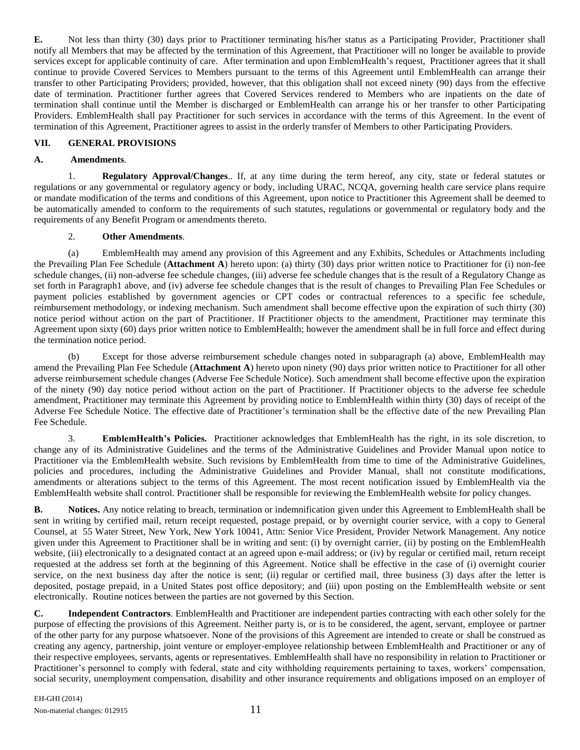**E.** Not less than thirty (30) days prior to Practitioner terminating his/her status as a Participating Provider, Practitioner shall notify all Members that may be affected by the termination of this Agreement, that Practitioner will no longer be available to provide services except for applicable continuity of care. After termination and upon EmblemHealth's request, Practitioner agrees that it shall continue to provide Covered Services to Members pursuant to the terms of this Agreement until EmblemHealth can arrange their transfer to other Participating Providers; provided, however, that this obligation shall not exceed ninety (90) days from the effective date of termination. Practitioner further agrees that Covered Services rendered to Members who are inpatients on the date of termination shall continue until the Member is discharged or EmblemHealth can arrange his or her transfer to other Participating Providers. EmblemHealth shall pay Practitioner for such services in accordance with the terms of this Agreement. In the event of termination of this Agreement, Practitioner agrees to assist in the orderly transfer of Members to other Participating Providers.

## VII. GENERAL PROVISIONS

### A. Amendments.

1. **Regulatory Approval/Changes**.. If, at any time during the term hereof, any city, state or federal statutes or regulations or any governmental or regulatory agency or body, including URAC, NCQA, governing health care service plans require or mandate modification of the terms and conditions of this Agreement, upon notice to Practitioner this Agreement shall be deemed to be automatically amended to conform to the requirements of such statutes, regulations or governmental or regulatory body and the requirements of any Benefit Program or amendments thereto.

2. **Other Amendments**.

(a) EmblemHealth may amend any provision of this Agreement and any Exhibits, Schedules or Attachments including the Prevailing Plan Fee Schedule (**Attachment A**) hereto upon: (a) thirty (30) days prior written notice to Practitioner for (i) non-fee schedule changes, (ii) non-adverse fee schedule changes, (iii) adverse fee schedule changes that is the result of a Regulatory Change as set forth in Paragraph1 above, and (iv) adverse fee schedule changes that is the result of changes to Prevailing Plan Fee Schedules or payment policies established by government agencies or CPT codes or contractual references to a specific fee schedule, reimbursement methodology, or indexing mechanism. Such amendment shall become effective upon the expiration of such thirty (30) notice period without action on the part of Practitioner. If Practitioner objects to the amendment, Practitioner may terminate this Agreement upon sixty (60) days prior written notice to EmblemHealth; however the amendment shall be in full force and effect during the termination notice period.

(b) Except for those adverse reimbursement schedule changes noted in subparagraph (a) above, EmblemHealth may amend the Prevailing Plan Fee Schedule (**Attachment A**) hereto upon ninety (90) days prior written notice to Practitioner for all other adverse reimbursement schedule changes (Adverse Fee Schedule Notice). Such amendment shall become effective upon the expiration of the ninety (90) day notice period without action on the part of Practitioner. If Practitioner objects to the adverse fee schedule amendment, Practitioner may terminate this Agreement by providing notice to EmblemHealth within thirty (30) days of receipt of the Adverse Fee Schedule Notice. The effective date of Practitioner's termination shall be the effective date of the new Prevailing Plan Fee Schedule.

3. **EmblemHealth's Policies.** Practitioner acknowledges that EmblemHealth has the right, in its sole discretion, to change any of its Administrative Guidelines and the terms of the Administrative Guidelines and Provider Manual upon notice to Practitioner via the EmblemHealth website. Such revisions by EmblemHealth from time to time of the Administrative Guidelines, policies and procedures, including the Administrative Guidelines and Provider Manual, shall not constitute modifications, amendments or alterations subject to the terms of this Agreement. The most recent notification issued by EmblemHealth via the EmblemHealth website shall control. Practitioner shall be responsible for reviewing the EmblemHealth website for policy changes.

**B. Notices.** Any notice relating to breach, termination or indemnification given under this Agreement to EmblemHealth shall be sent in writing by certified mail, return receipt requested, postage prepaid, or by overnight courier service, with a copy to General Counsel, at 55 Water Street, New York, New York 10041, Attn: Senior Vice President, Provider Network Management. Any notice given under this Agreement to Practitioner shall be in writing and sent: (i) by overnight carrier, (ii) by posting on the EmblemHealth website, (iii) electronically to a designated contact at an agreed upon e-mail address; or (iv) by regular or certified mail, return receipt requested at the address set forth at the beginning of this Agreement. Notice shall be effective in the case of (i) overnight courier service, on the next business day after the notice is sent; (ii) regular or certified mail, three business (3) days after the letter is deposited, postage prepaid, in a United States post office depository; and (iii) upon posting on the EmblemHealth website or sent electronically. Routine notices between the parties are not governed by this Section.

**C. Independent Contractors**. EmblemHealth and Practitioner are independent parties contracting with each other solely for the purpose of effecting the provisions of this Agreement. Neither party is, or is to be considered, the agent, servant, employee or partner of the other party for any purpose whatsoever. None of the provisions of this Agreement are intended to create or shall be construed as creating any agency, partnership, joint venture or employer-employee relationship between EmblemHealth and Practitioner or any of their respective employees, servants, agents or representatives. EmblemHealth shall have no responsibility in relation to Practitioner or Practitioner's personnel to comply with federal, state and city withholding requirements pertaining to taxes, workers' compensation, social security, unemployment compensation, disability and other insurance requirements and obligations imposed on an employer of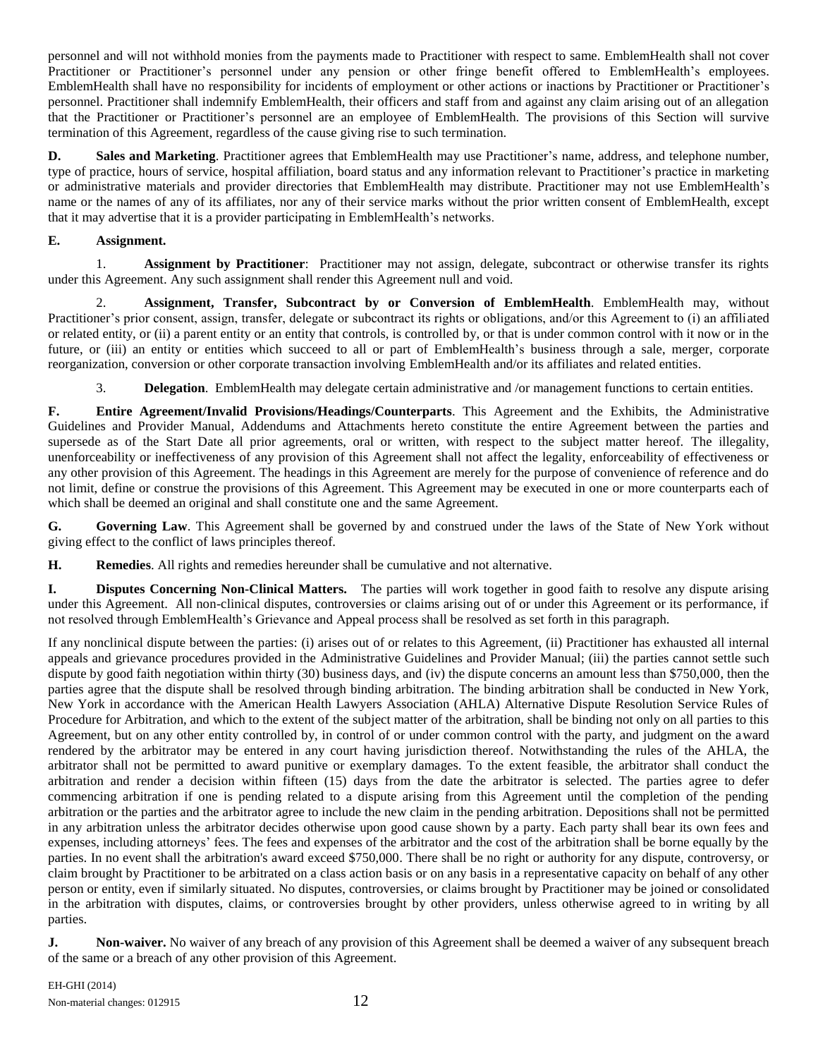personnel and will not withhold monies from the payments made to Practitioner with respect to same. EmblemHealth shall not cover Practitioner or Practitioner's personnel under any pension or other fringe benefit offered to EmblemHealth's employees. EmblemHealth shall have no responsibility for incidents of employment or other actions or inactions by Practitioner or Practitioner's personnel. Practitioner shall indemnify EmblemHealth, their officers and staff from and against any claim arising out of an allegation that the Practitioner or Practitioner's personnel are an employee of EmblemHealth. The provisions of this Section will survive termination of this Agreement, regardless of the cause giving rise to such termination.

**D. Sales and Marketing**. Practitioner agrees that EmblemHealth may use Practitioner's name, address, and telephone number, type of practice, hours of service, hospital affiliation, board status and any information relevant to Practitioner's practice in marketing or administrative materials and provider directories that EmblemHealth may distribute. Practitioner may not use EmblemHealth's name or the names of any of its affiliates, nor any of their service marks without the prior written consent of EmblemHealth, except that it may advertise that it is a provider participating in EmblemHealth's networks.

**E. Assignment.**

1. **Assignment by Practitioner**: Practitioner may not assign, delegate, subcontract or otherwise transfer its rights under this Agreement. Any such assignment shall render this Agreement null and void.

2. **Assignment, Transfer, Subcontract by or Conversion of EmblemHealth**. EmblemHealth may, without Practitioner's prior consent, assign, transfer, delegate or subcontract its rights or obligations, and/or this Agreement to (i) an affiliated or related entity, or (ii) a parent entity or an entity that controls, is controlled by, or that is under common control with it now or in the future, or (iii) an entity or entities which succeed to all or part of EmblemHealth's business through a sale, merger, corporate reorganization, conversion or other corporate transaction involving EmblemHealth and/or its affiliates and related entities.

3. **Delegation**. EmblemHealth may delegate certain administrative and /or management functions to certain entities.

**F. Entire Agreement/Invalid Provisions/Headings/Counterparts**. This Agreement and the Exhibits, the Administrative Guidelines and Provider Manual, Addendums and Attachments hereto constitute the entire Agreement between the parties and supersede as of the Start Date all prior agreements, oral or written, with respect to the subject matter hereof. The illegality, unenforceability or ineffectiveness of any provision of this Agreement shall not affect the legality, enforceability of effectiveness or any other provision of this Agreement. The headings in this Agreement are merely for the purpose of convenience of reference and do not limit, define or construe the provisions of this Agreement. This Agreement may be executed in one or more counterparts each of which shall be deemed an original and shall constitute one and the same Agreement.

**G. Governing Law**. This Agreement shall be governed by and construed under the laws of the State of New York without giving effect to the conflict of laws principles thereof.

**H. Remedies**. All rights and remedies hereunder shall be cumulative and not alternative.

**I. Disputes Concerning Non-Clinical Matters.** The parties will work together in good faith to resolve any dispute arising under this Agreement. All non-clinical disputes, controversies or claims arising out of or under this Agreement or its performance, if not resolved through EmblemHealth's Grievance and Appeal process shall be resolved as set forth in this paragraph.

If any nonclinical dispute between the parties: (i) arises out of or relates to this Agreement, (ii) Practitioner has exhausted all internal appeals and grievance procedures provided in the Administrative Guidelines and Provider Manual; (iii) the parties cannot settle such dispute by good faith negotiation within thirty (30) business days, and (iv) the dispute concerns an amount less than $750,000, then the parties agree that the dispute shall be resolved through binding arbitration. The binding arbitration shall be conducted in New York, New York in accordance with the American Health Lawyers Association (AHLA) Alternative Dispute Resolution Service Rules of Procedure for Arbitration, and which to the extent of the subject matter of the arbitration, shall be binding not only on all parties to this Agreement, but on any other entity controlled by, in control of or under common control with the party, and judgment on the award rendered by the arbitrator may be entered in any court having jurisdiction thereof. Notwithstanding the rules of the AHLA, the arbitrator shall not be permitted to award punitive or exemplary damages. To the extent feasible, the arbitrator shall conduct the arbitration and render a decision within fifteen (15) days from the date the arbitrator is selected. The parties agree to defer commencing arbitration if one is pending related to a dispute arising from this Agreement until the completion of the pending arbitration or the parties and the arbitrator agree to include the new claim in the pending arbitration. Depositions shall not be permitted in any arbitration unless the arbitrator decides otherwise upon good cause shown by a party. Each party shall bear its own fees and expenses, including attorneys' fees. The fees and expenses of the arbitrator and the cost of the arbitration shall be borne equally by the parties. In no event shall the arbitration's award exceed $750,000. There shall be no right or authority for any dispute, controversy, or claim brought by Practitioner to be arbitrated on a class action basis or on any basis in a representative capacity on behalf of any other person or entity, even if similarly situated. No disputes, controversies, or claims brought by Practitioner may be joined or consolidated in the arbitration with disputes, claims, or controversies brought by other providers, unless otherwise agreed to in writing by all parties.

**J. Non-waiver.** No waiver of any breach of any provision of this Agreement shall be deemed a waiver of any subsequent breach of the same or a breach of any other provision of this Agreement.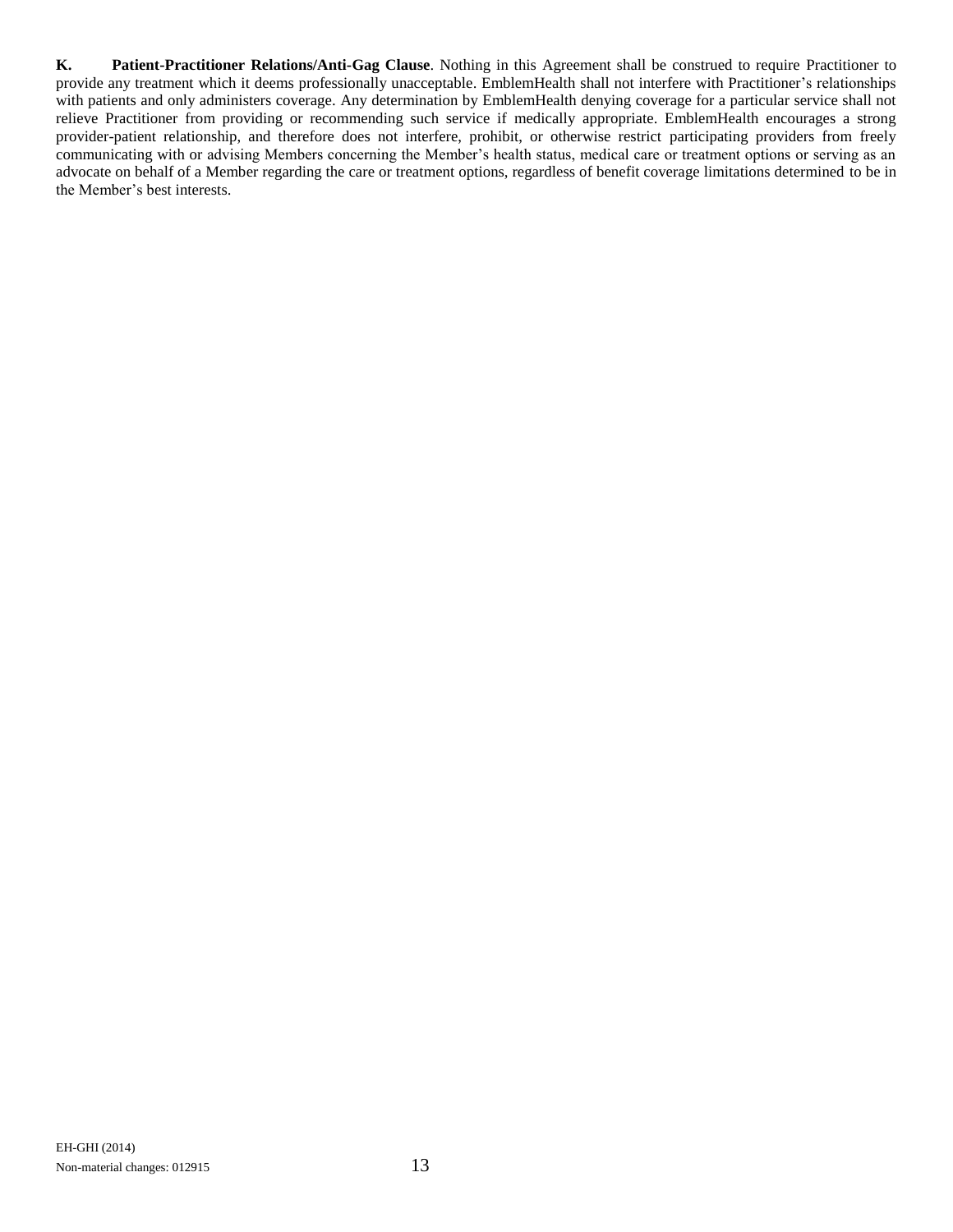**K. Patient-Practitioner Relations/Anti-Gag Clause**. Nothing in this Agreement shall be construed to require Practitioner to provide any treatment which it deems professionally unacceptable. EmblemHealth shall not interfere with Practitioner's relationships with patients and only administers coverage. Any determination by EmblemHealth denying coverage for a particular service shall not relieve Practitioner from providing or recommending such service if medically appropriate. EmblemHealth encourages a strong provider-patient relationship, and therefore does not interfere, prohibit, or otherwise restrict participating providers from freely communicating with or advising Members concerning the Member's health status, medical care or treatment options or serving as an advocate on behalf of a Member regarding the care or treatment options, regardless of benefit coverage limitations determined to be in the Member's best interests.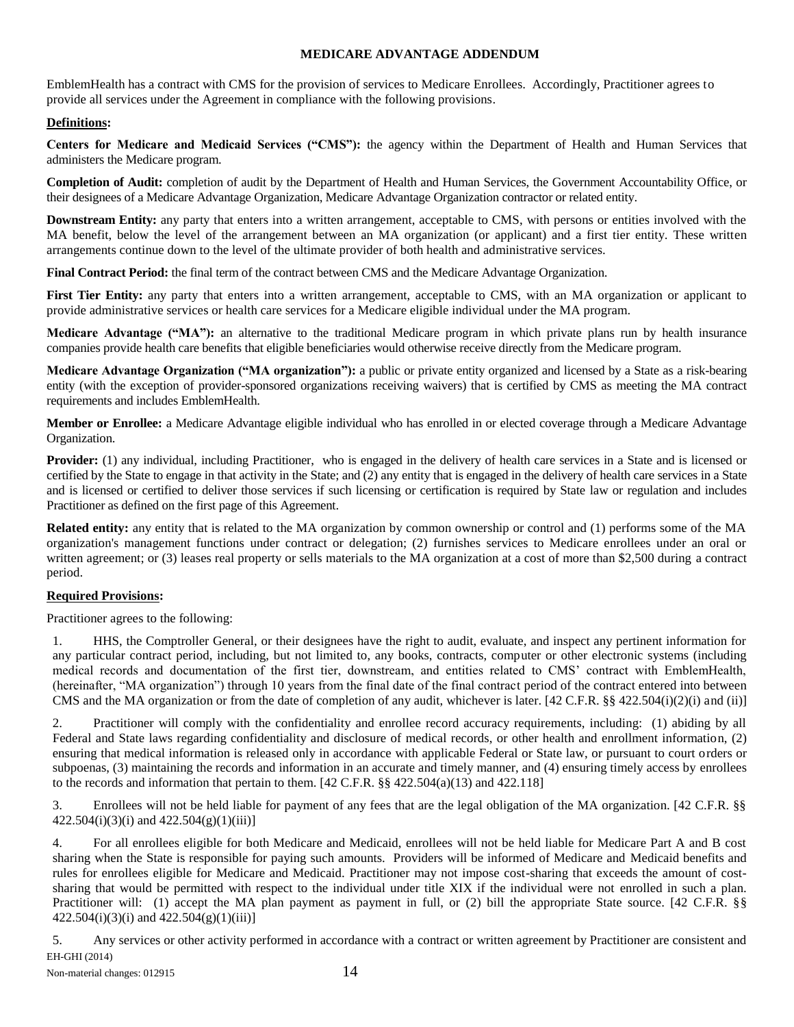## MEDICARE ADVANTAGE ADDENDUM

EmblemHealth has a contract with CMS for the provision of services to Medicare Enrollees. Accordingly, Practitioner agrees to provide all services under the Agreement in compliance with the following provisions.

**Definitions:**

**Centers for Medicare and Medicaid Services ("CMS"):** the agency within the Department of Health and Human Services that administers the Medicare program.

**Completion of Audit:** completion of audit by the Department of Health and Human Services, the Government Accountability Office, or their designees of a Medicare Advantage Organization, Medicare Advantage Organization contractor or related entity.

**Downstream Entity:** any party that enters into a written arrangement, acceptable to CMS, with persons or entities involved with the MA benefit, below the level of the arrangement between an MA organization (or applicant) and a first tier entity. These written arrangements continue down to the level of the ultimate provider of both health and administrative services.

**Final Contract Period:** the final term of the contract between CMS and the Medicare Advantage Organization.

**First Tier Entity:** any party that enters into a written arrangement, acceptable to CMS, with an MA organization or applicant to provide administrative services or health care services for a Medicare eligible individual under the MA program.

**Medicare Advantage ("MA"):** an alternative to the traditional Medicare program in which private plans run by health insurance companies provide health care benefits that eligible beneficiaries would otherwise receive directly from the Medicare program.

**Medicare Advantage Organization ("MA organization"):** a public or private entity organized and licensed by a State as a risk-bearing entity (with the exception of provider-sponsored organizations receiving waivers) that is certified by CMS as meeting the MA contract requirements and includes EmblemHealth.

**Member or Enrollee:** a Medicare Advantage eligible individual who has enrolled in or elected coverage through a Medicare Advantage Organization.

**Provider:** (1) any individual, including Practitioner, who is engaged in the delivery of health care services in a State and is licensed or certified by the State to engage in that activity in the State; and (2) any entity that is engaged in the delivery of health care services in a State and is licensed or certified to deliver those services if such licensing or certification is required by State law or regulation and includes Practitioner as defined on the first page of this Agreement.

**Related entity:** any entity that is related to the MA organization by common ownership or control and (1) performs some of the MA organization's management functions under contract or delegation; (2) furnishes services to Medicare enrollees under an oral or written agreement; or (3) leases real property or sells materials to the MA organization at a cost of more than $2,500 during a contract period.

**Required Provisions:**

Practitioner agrees to the following:

1. HHS, the Comptroller General, or their designees have the right to audit, evaluate, and inspect any pertinent information for any particular contract period, including, but not limited to, any books, contracts, computer or other electronic systems (including medical records and documentation of the first tier, downstream, and entities related to CMS' contract with EmblemHealth, (hereinafter, "MA organization") through 10 years from the final date of the final contract period of the contract entered into between CMS and the MA organization or from the date of completion of any audit, whichever is later. [42 C.F.R. §§ 422.504(i)(2)(i) and (ii)]

2. Practitioner will comply with the confidentiality and enrollee record accuracy requirements, including: (1) abiding by all Federal and State laws regarding confidentiality and disclosure of medical records, or other health and enrollment information, (2) ensuring that medical information is released only in accordance with applicable Federal or State law, or pursuant to court orders or subpoenas, (3) maintaining the records and information in an accurate and timely manner, and (4) ensuring timely access by enrollees to the records and information that pertain to them. [42 C.F.R. §§ 422.504(a)(13) and 422.118]

3. Enrollees will not be held liable for payment of any fees that are the legal obligation of the MA organization. [42 C.F.R. §§ 422.504(i)(3)(i) and 422.504(g)(1)(iii)]

4. For all enrollees eligible for both Medicare and Medicaid, enrollees will not be held liable for Medicare Part A and B cost sharing when the State is responsible for paying such amounts. Providers will be informed of Medicare and Medicaid benefits and rules for enrollees eligible for Medicare and Medicaid. Practitioner may not impose cost-sharing that exceeds the amount of cost-sharing that would be permitted with respect to the individual under title XIX if the individual were not enrolled in such a plan. Practitioner will: (1) accept the MA plan payment as payment in full, or (2) bill the appropriate State source. [42 C.F.R. §§ 422.504(i)(3)(i) and 422.504(g)(1)(iii)]

5. Any services or other activity performed in accordance with a contract or written agreement by Practitioner are consistent and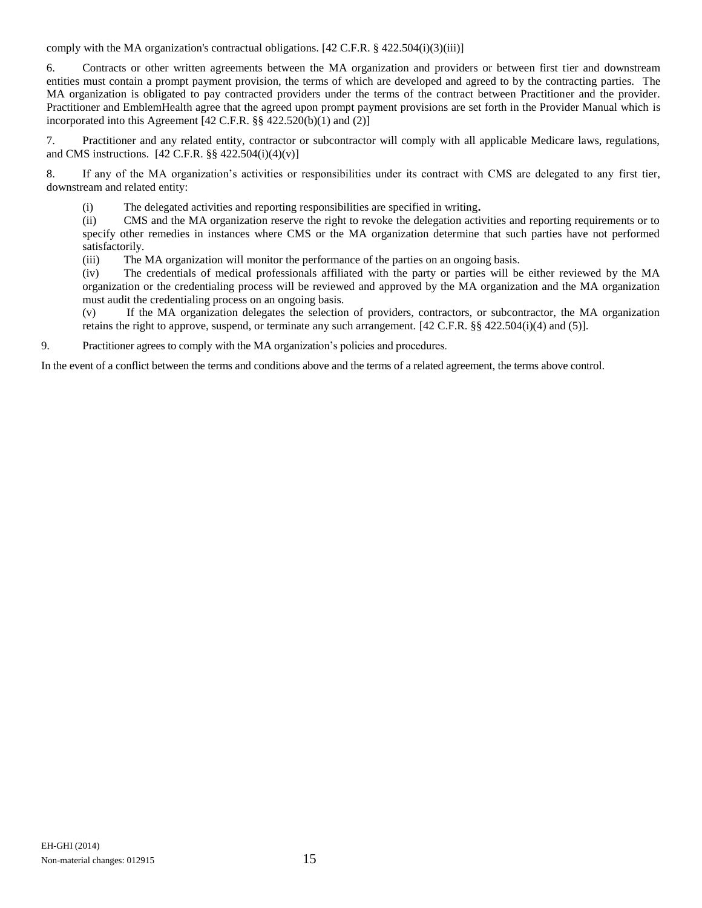comply with the MA organization's contractual obligations. [42 C.F.R. § 422.504(i)(3)(iii)]

6. Contracts or other written agreements between the MA organization and providers or between first tier and downstream entities must contain a prompt payment provision, the terms of which are developed and agreed to by the contracting parties. The MA organization is obligated to pay contracted providers under the terms of the contract between Practitioner and the provider. Practitioner and EmblemHealth agree that the agreed upon prompt payment provisions are set forth in the Provider Manual which is incorporated into this Agreement [42 C.F.R. §§ 422.520(b)(1) and (2)]

7. Practitioner and any related entity, contractor or subcontractor will comply with all applicable Medicare laws, regulations, and CMS instructions. [42 C.F.R. §§ 422.504(i)(4)(v)]

8. If any of the MA organization's activities or responsibilities under its contract with CMS are delegated to any first tier, downstream and related entity:

(i) The delegated activities and reporting responsibilities are specified in writing**.**
(ii) CMS and the MA organization reserve the right to revoke the delegation activities and reporting requirements or to specify other remedies in instances where CMS or the MA organization determine that such parties have not performed satisfactorily.
(iii) The MA organization will monitor the performance of the parties on an ongoing basis.
(iv) The credentials of medical professionals affiliated with the party or parties will be either reviewed by the MA organization or the credentialing process will be reviewed and approved by the MA organization and the MA organization must audit the credentialing process on an ongoing basis.
(v) If the MA organization delegates the selection of providers, contractors, or subcontractor, the MA organization retains the right to approve, suspend, or terminate any such arrangement. [42 C.F.R. §§ 422.504(i)(4) and (5)].

9. Practitioner agrees to comply with the MA organization's policies and procedures.

In the event of a conflict between the terms and conditions above and the terms of a related agreement, the terms above control.

EH-GHI (2014)
Non-material changes: 012915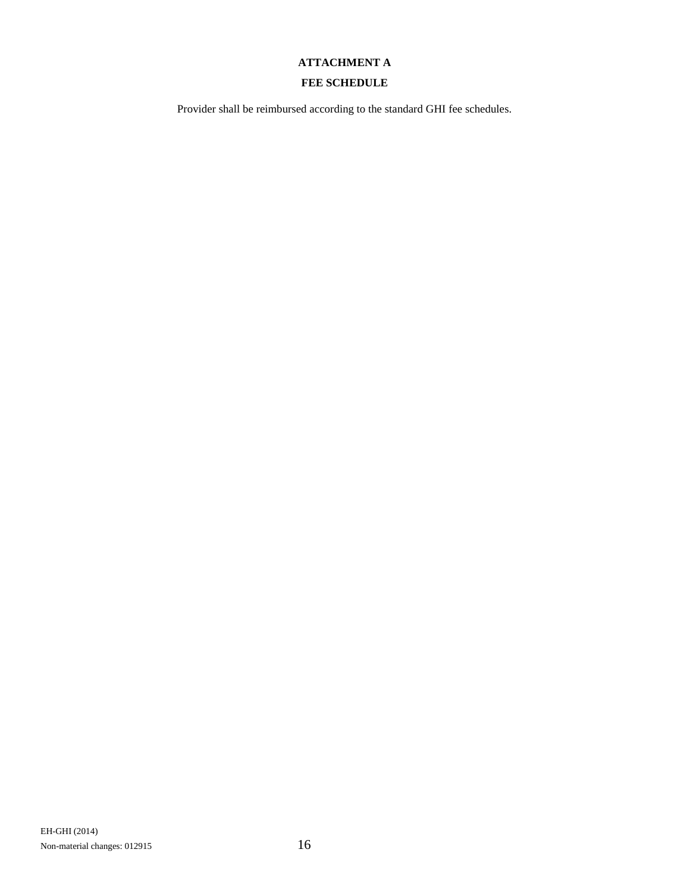# ATTACHMENT A

## FEE SCHEDULE

Provider shall be reimbursed according to the standard GHI fee schedules.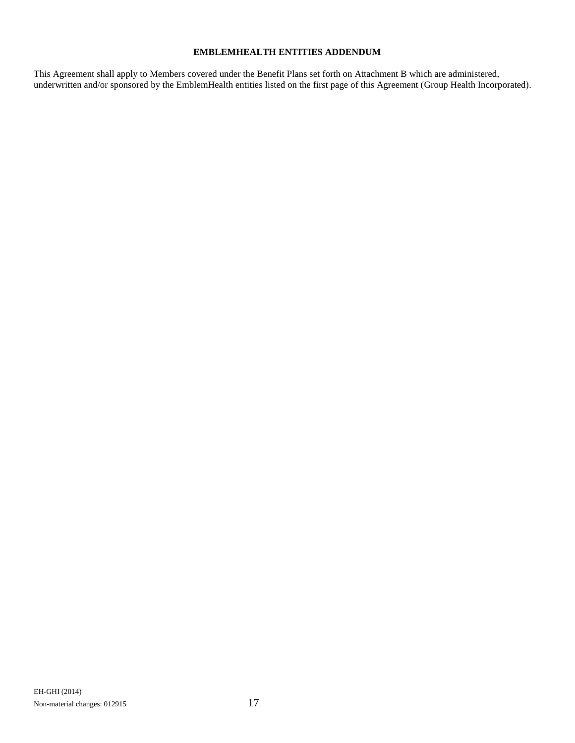**EMBLEMHEALTH ENTITIES ADDENDUM**

This Agreement shall apply to Members covered under the Benefit Plans set forth on Attachment B which are administered, underwritten and/or sponsored by the EmblemHealth entities listed on the first page of this Agreement (Group Health Incorporated).